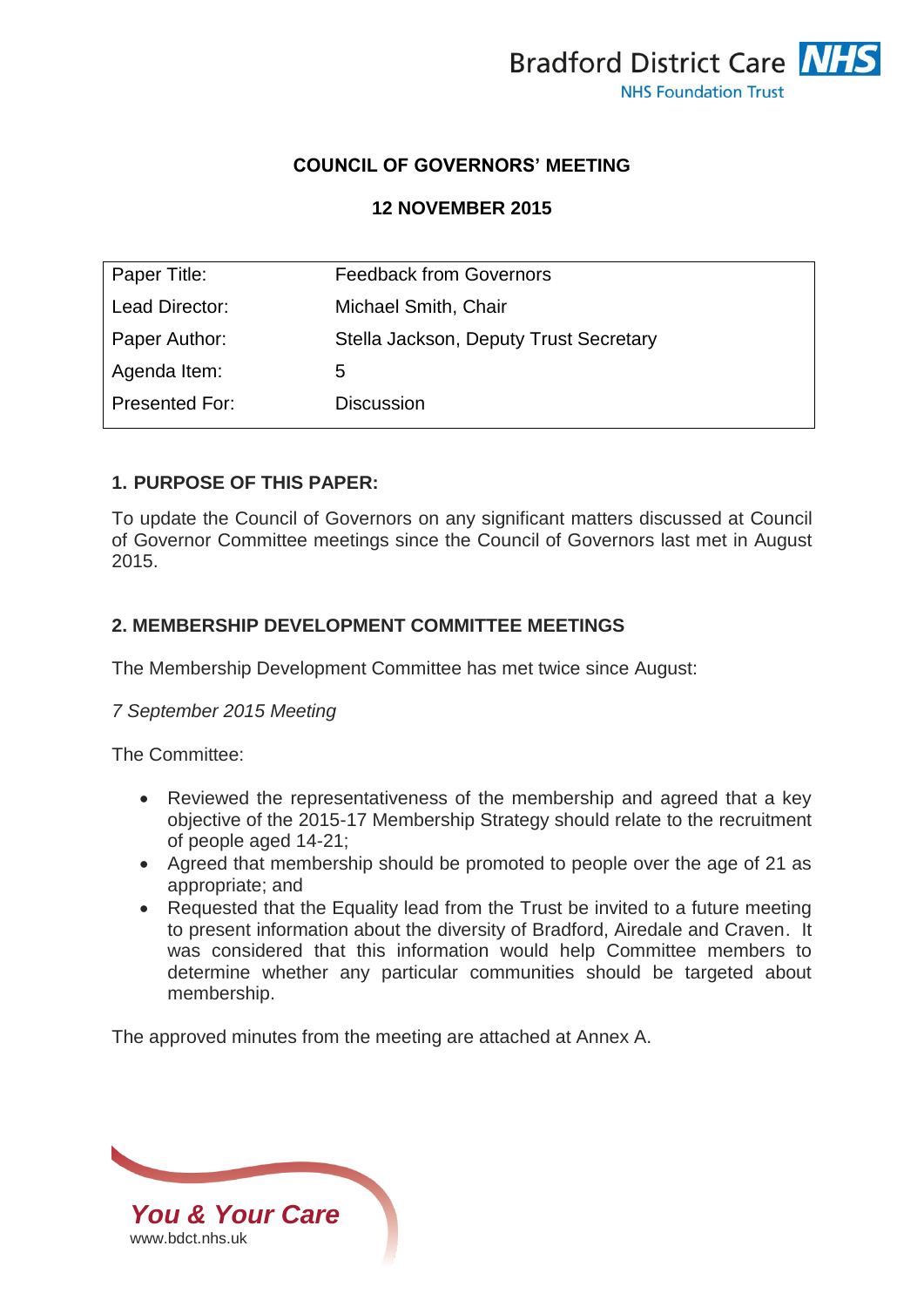# COUNCIL OF GOVERNORS' MEETING

## 12 NOVEMBER 2015

| Paper Title: | Feedback from Governors |
|---|---|
| Lead Director: | Michael Smith, Chair |
| Paper Author: | Stella Jackson, Deputy Trust Secretary |
| Agenda Item: | 5 |
| Presented For: | Discussion |

### 1. PURPOSE OF THIS PAPER:

To update the Council of Governors on any significant matters discussed at Council of Governor Committee meetings since the Council of Governors last met in August 2015.

### 2. MEMBERSHIP DEVELOPMENT COMMITTEE MEETINGS

The Membership Development Committee has met twice since August:

*7 September 2015 Meeting*

The Committee:

- Reviewed the representativeness of the membership and agreed that a key objective of the 2015-17 Membership Strategy should relate to the recruitment of people aged 14-21;
- Agreed that membership should be promoted to people over the age of 21 as appropriate; and
- Requested that the Equality lead from the Trust be invited to a future meeting to present information about the diversity of Bradford, Airedale and Craven. It was considered that this information would help Committee members to determine whether any particular communities should be targeted about membership.

The approved minutes from the meeting are attached at Annex A.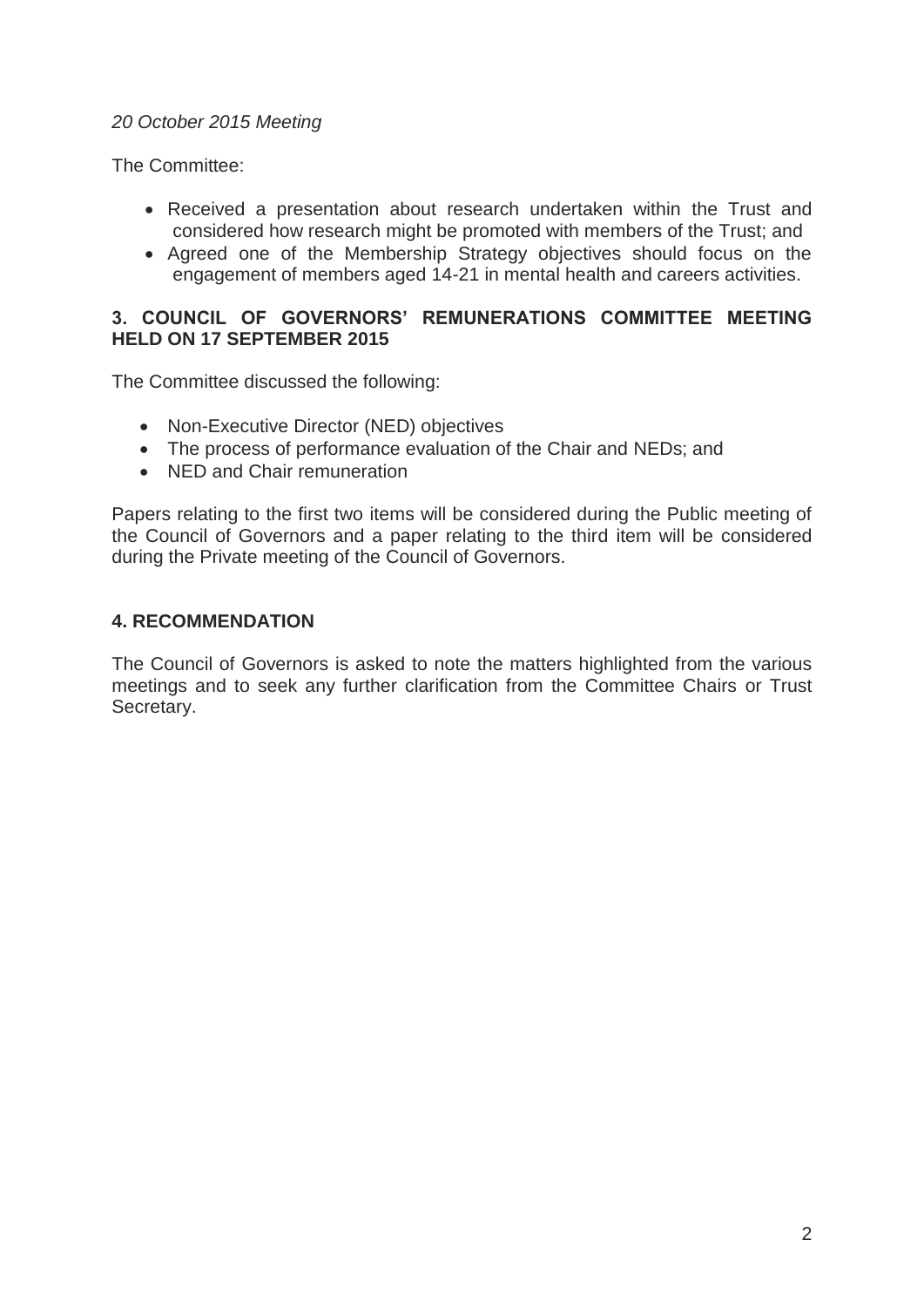*20 October 2015 Meeting*

The Committee:

- Received a presentation about research undertaken within the Trust and considered how research might be promoted with members of the Trust; and
- Agreed one of the Membership Strategy objectives should focus on the engagement of members aged 14-21 in mental health and careers activities.

## 3. COUNCIL OF GOVERNORS' REMUNERATIONS COMMITTEE MEETING HELD ON 17 SEPTEMBER 2015

The Committee discussed the following:

- Non-Executive Director (NED) objectives
- The process of performance evaluation of the Chair and NEDs; and
- NED and Chair remuneration

Papers relating to the first two items will be considered during the Public meeting of the Council of Governors and a paper relating to the third item will be considered during the Private meeting of the Council of Governors.

## 4. RECOMMENDATION

The Council of Governors is asked to note the matters highlighted from the various meetings and to seek any further clarification from the Committee Chairs or Trust Secretary.